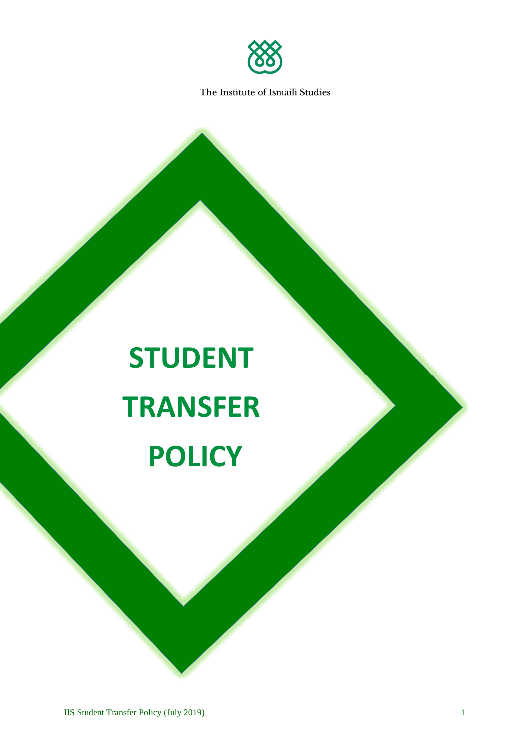The Institute of Ismaili Studies

# STUDENT TRANSFER POLICY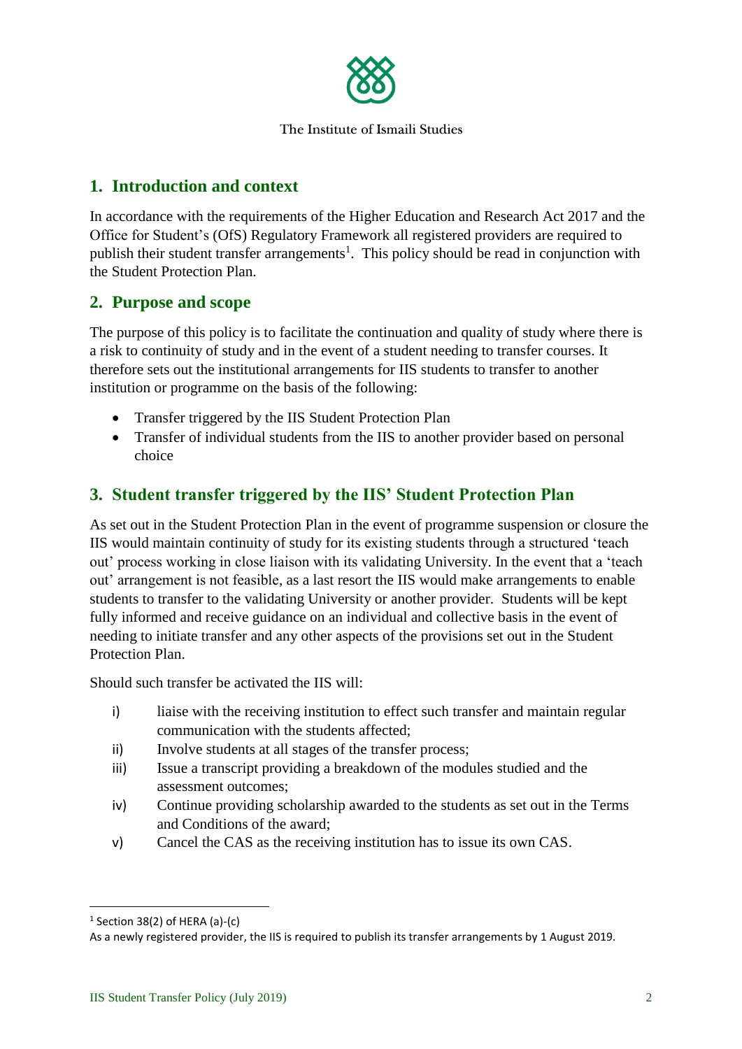The Institute of Ismaili Studies

## 1. Introduction and context

In accordance with the requirements of the Higher Education and Research Act 2017 and the Office for Student's (OfS) Regulatory Framework all registered providers are required to publish their student transfer arrangements[1]. This policy should be read in conjunction with the Student Protection Plan.

## 2. Purpose and scope

The purpose of this policy is to facilitate the continuation and quality of study where there is a risk to continuity of study and in the event of a student needing to transfer courses. It therefore sets out the institutional arrangements for IIS students to transfer to another institution or programme on the basis of the following:

- Transfer triggered by the IIS Student Protection Plan
- Transfer of individual students from the IIS to another provider based on personal choice

## 3. Student transfer triggered by the IIS' Student Protection Plan

As set out in the Student Protection Plan in the event of programme suspension or closure the IIS would maintain continuity of study for its existing students through a structured 'teach out' process working in close liaison with its validating University. In the event that a 'teach out' arrangement is not feasible, as a last resort the IIS would make arrangements to enable students to transfer to the validating University or another provider. Students will be kept fully informed and receive guidance on an individual and collective basis in the event of needing to initiate transfer and any other aspects of the provisions set out in the Student Protection Plan.

Should such transfer be activated the IIS will:

i) liaise with the receiving institution to effect such transfer and maintain regular communication with the students affected;
ii) Involve students at all stages of the transfer process;
iii) Issue a transcript providing a breakdown of the modules studied and the assessment outcomes;
iv) Continue providing scholarship awarded to the students as set out in the Terms and Conditions of the award;
v) Cancel the CAS as the receiving institution has to issue its own CAS.

[1] Section 38(2) of HERA (a)-(c)
As a newly registered provider, the IIS is required to publish its transfer arrangements by 1 August 2019.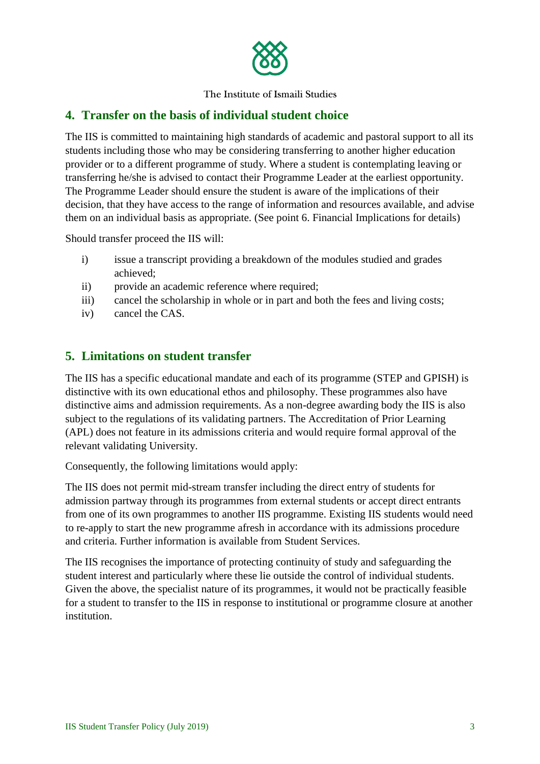## 4. Transfer on the basis of individual student choice

The IIS is committed to maintaining high standards of academic and pastoral support to all its students including those who may be considering transferring to another higher education provider or to a different programme of study. Where a student is contemplating leaving or transferring he/she is advised to contact their Programme Leader at the earliest opportunity. The Programme Leader should ensure the student is aware of the implications of their decision, that they have access to the range of information and resources available, and advise them on an individual basis as appropriate. (See point 6. Financial Implications for details)

Should transfer proceed the IIS will:

i) issue a transcript providing a breakdown of the modules studied and grades achieved;
ii) provide an academic reference where required;
iii) cancel the scholarship in whole or in part and both the fees and living costs;
iv) cancel the CAS.

## 5. Limitations on student transfer

The IIS has a specific educational mandate and each of its programme (STEP and GPISH) is distinctive with its own educational ethos and philosophy. These programmes also have distinctive aims and admission requirements. As a non-degree awarding body the IIS is also subject to the regulations of its validating partners. The Accreditation of Prior Learning (APL) does not feature in its admissions criteria and would require formal approval of the relevant validating University.

Consequently, the following limitations would apply:

The IIS does not permit mid-stream transfer including the direct entry of students for admission partway through its programmes from external students or accept direct entrants from one of its own programmes to another IIS programme. Existing IIS students would need to re-apply to start the new programme afresh in accordance with its admissions procedure and criteria. Further information is available from Student Services.

The IIS recognises the importance of protecting continuity of study and safeguarding the student interest and particularly where these lie outside the control of individual students. Given the above, the specialist nature of its programmes, it would not be practically feasible for a student to transfer to the IIS in response to institutional or programme closure at another institution.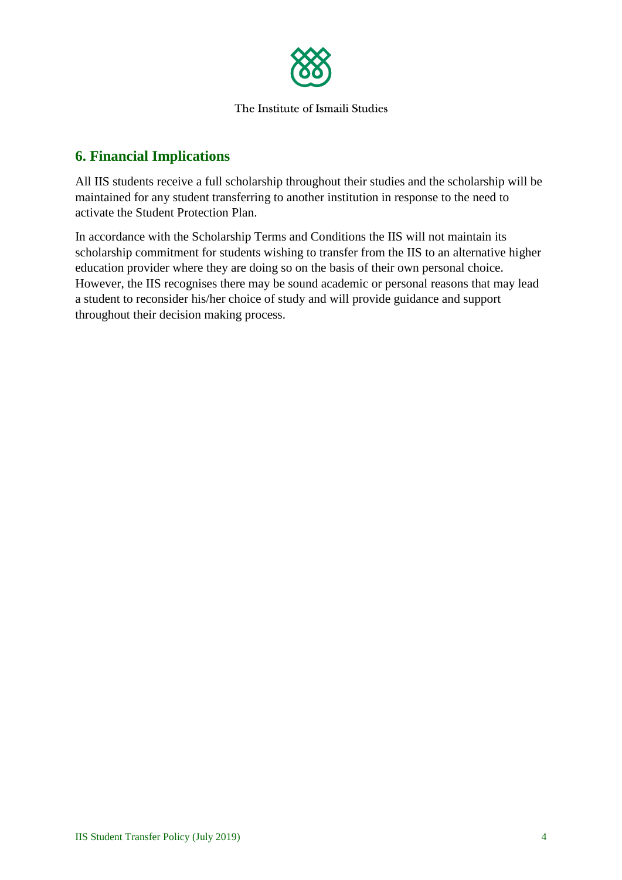## 6. Financial Implications

All IIS students receive a full scholarship throughout their studies and the scholarship will be maintained for any student transferring to another institution in response to the need to activate the Student Protection Plan.

In accordance with the Scholarship Terms and Conditions the IIS will not maintain its scholarship commitment for students wishing to transfer from the IIS to an alternative higher education provider where they are doing so on the basis of their own personal choice. However, the IIS recognises there may be sound academic or personal reasons that may lead a student to reconsider his/her choice of study and will provide guidance and support throughout their decision making process.